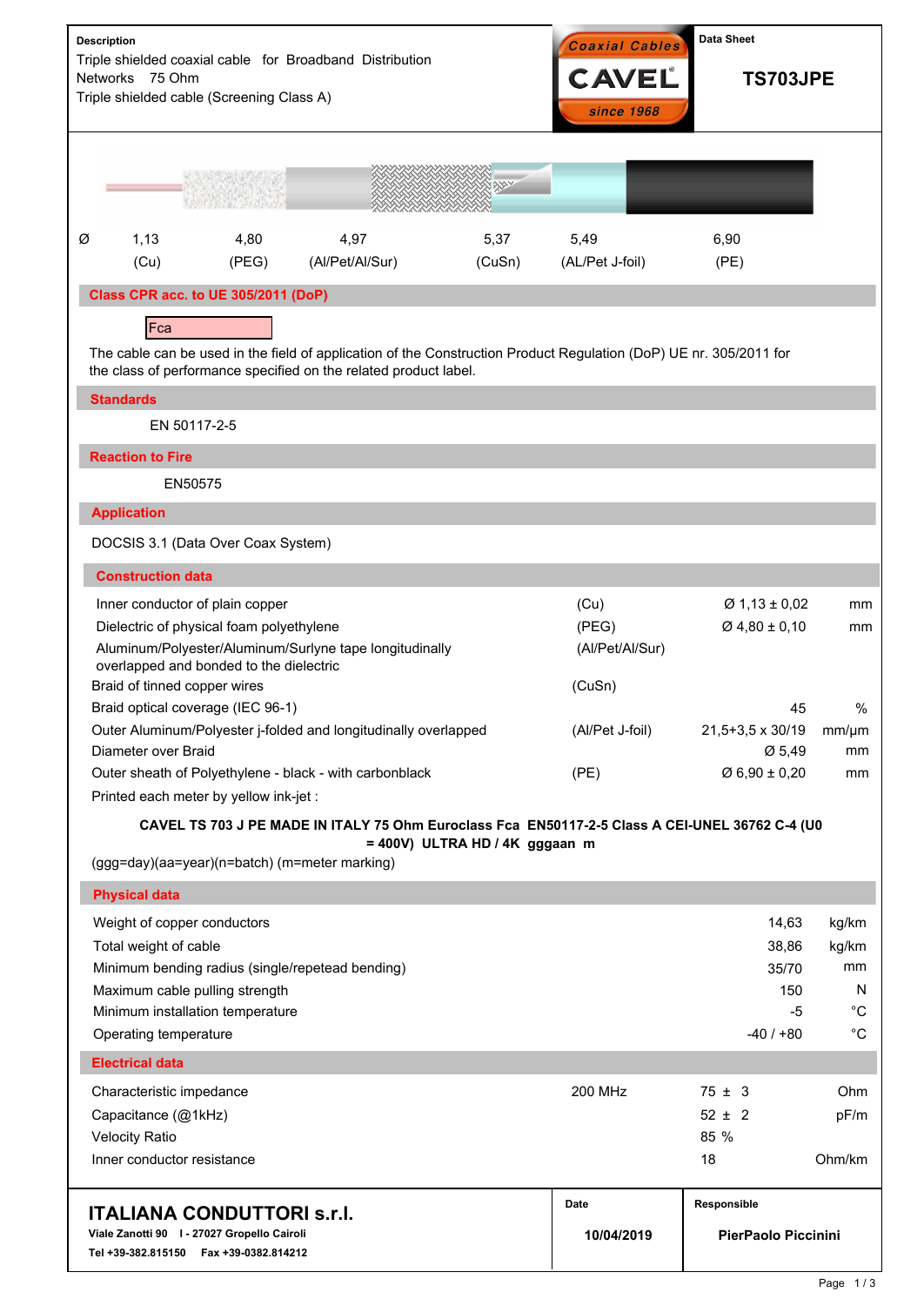**Description**

Triple shielded coaxial cable for Broadband Distribution Networks 75 Ohm

Triple shielded cable (Screening Class A)

Coaxial Cables **CAVEL** since 1968

**Data Sheet**

# TS703JPE

| Ø | 1,13 | 4,80 | 4,97 | 5,37 | 5,49 | 6,90 |
|---|---|---|---|---|---|---|
| | (Cu) | (PEG) | (Al/Pet/Al/Sur) | (CuSn) | (AL/Pet J-foil) | (PE) |

## Class CPR acc. to UE 305/2011 (DoP)

Fca

The cable can be used in the field of application of the Construction Product Regulation (DoP) UE nr. 305/2011 for the class of performance specified on the related product label.

## Standards

EN 50117-2-5

## Reaction to Fire

EN50575

## Application

DOCSIS 3.1 (Data Over Coax System)

## Construction data

| | | | |
|---|---|---|---|
| Inner conductor of plain copper | (Cu) | Ø 1,13 ± 0,02 | mm |
| Dielectric of physical foam polyethylene | (PEG) | Ø 4,80 ± 0,10 | mm |
| Aluminum/Polyester/Aluminum/Surlyne tape longitudinally overlapped and bonded to the dielectric | (Al/Pet/Al/Sur) | | |
| Braid of tinned copper wires | (CuSn) | | |
| Braid optical coverage (IEC 96-1) | | 45 | % |
| Outer Aluminum/Polyester j-folded and longitudinally overlapped | (Al/Pet J-foil) | 21,5+3,5 x 30/19 | mm/µm |
| Diameter over Braid | | Ø 5,49 | mm |
| Outer sheath of Polyethylene - black - with carbonblack | (PE) | Ø 6,90 ± 0,20 | mm |

Printed each meter by yellow ink-jet :

**CAVEL TS 703 J PE MADE IN ITALY 75 Ohm Euroclass Fca EN50117-2-5 Class A CEI-UNEL 36762 C-4 (U0 = 400V) ULTRA HD / 4K gggaan m**

(ggg=day)(aa=year)(n=batch) (m=meter marking)

## Physical data

| | | |
|---|---|---|
| Weight of copper conductors | 14,63 | kg/km |
| Total weight of cable | 38,86 | kg/km |
| Minimum bending radius (single/repetead bending) | 35/70 | mm |
| Maximum cable pulling strength | 150 | N |
| Minimum installation temperature | -5 | °C |
| Operating temperature | -40 / +80 | °C |

## Electrical data

| | | | |
|---|---|---|---|
| Characteristic impedance | 200 MHz | 75 ± 3 | Ohm |
| Capacitance (@1kHz) | | 52 ± 2 | pF/m |
| Velocity Ratio | | 85 % | |
| Inner conductor resistance | | 18 | Ohm/km |

**ITALIANA CONDUTTORI s.r.l.**
**Viale Zanotti 90 I - 27027 Gropello Cairoli**
**Tel +39-382.815150 Fax +39-0382.814212**

| Date | Responsible |
|---|---|
| 10/04/2019 | PierPaolo Piccinini |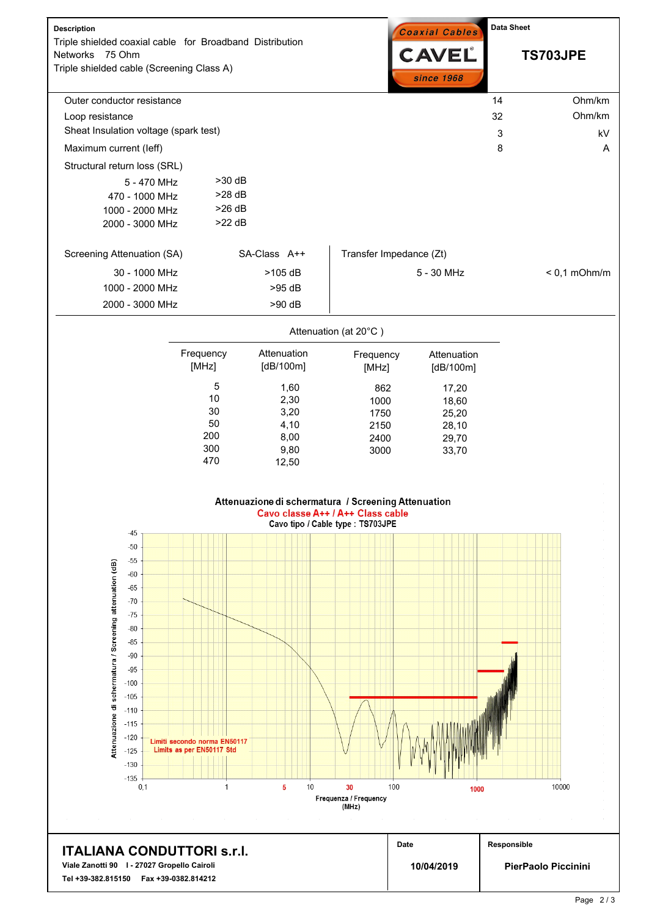**Description**

Triple shielded coaxial cable for Broadband Distribution Networks 75 Ohm

Triple shielded cable (Screening Class A)

Coaxial Cables CAVEL since 1968

**Data Sheet**

**TS703JPE**

| | | |
|---|---|---|
| Outer conductor resistance | 14 | Ohm/km |
| Loop resistance | 32 | Ohm/km |
| Sheat Insulation voltage (spark test) | 3 | kV |
| Maximum current (Ieff) | 8 | A |

Structural return loss (SRL)

| | |
|---|---|
| 5 - 470 MHz | >30 dB |
| 470 - 1000 MHz | >28 dB |
| 1000 - 2000 MHz | >26 dB |
| 2000 - 3000 MHz | >22 dB |

| Screening Attenuation (SA) | SA-Class A++ |
|---|---|
| 30 - 1000 MHz | >105 dB |
| 1000 - 2000 MHz | >95 dB |
| 2000 - 3000 MHz | >90 dB |

| Transfer Impedance (Zt) | |
|---|---|
| 5 - 30 MHz | < 0,1 mOhm/m |

Attenuation (at 20°C )

| Frequency [MHz] | Attenuation [dB/100m] | Frequency [MHz] | Attenuation [dB/100m] |
|---|---|---|---|
| 5 | 1,60 | 862 | 17,20 |
| 10 | 2,30 | 1000 | 18,60 |
| 30 | 3,20 | 1750 | 25,20 |
| 50 | 4,10 | 2150 | 28,10 |
| 200 | 8,00 | 2400 | 29,70 |
| 300 | 9,80 | 3000 | 33,70 |
| 470 | 12,50 | | |

**Attenuazione di schermatura / Screening Attenuation**

Cavo classe A++ / A++ Class cable

Cavo tipo / Cable type : TS703JPE

Limiti secondo norma EN50117

Limits as per EN50117 Std

Attenuazione di schermatura / Screening attenuation (dB)

Frequenza / Frequency (MHz)

**ITALIANA CONDUTTORI s.r.l.**

Viale Zanotti 90 I - 27027 Gropello Cairoli

Tel +39-382.815150 Fax +39-0382.814212

**Date** 10/04/2019

**Responsible** PierPaolo Piccinini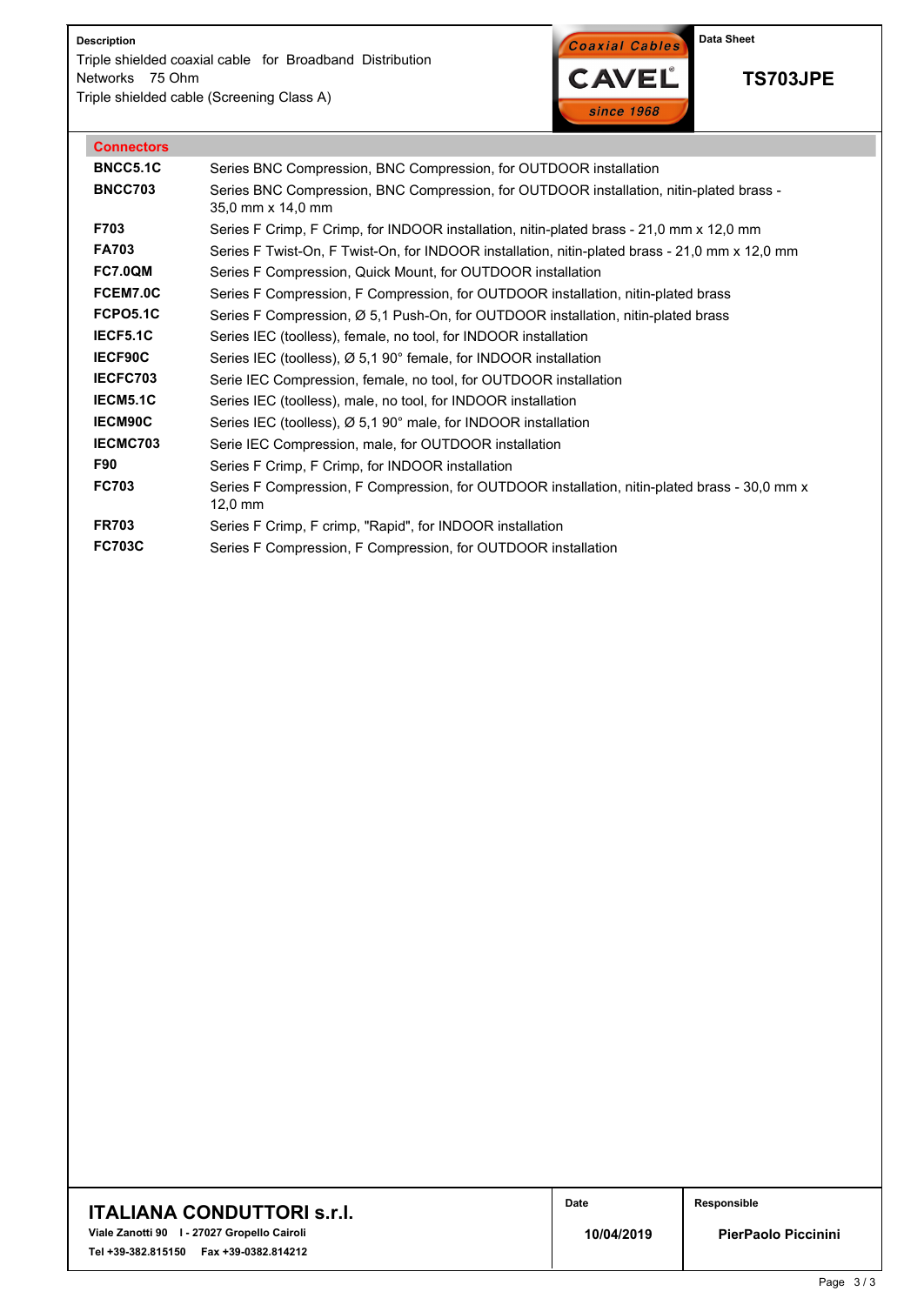**Description**

Triple shielded coaxial cable for Broadband Distribution Networks 75 Ohm

Triple shielded cable (Screening Class A)

Coaxial Cables CAVEL since 1968

**Data Sheet**

**TS703JPE**

## Connectors

| | |
|---|---|
| **BNCC5.1C** | Series BNC Compression, BNC Compression, for OUTDOOR installation |
| **BNCC703** | Series BNC Compression, BNC Compression, for OUTDOOR installation, nitin-plated brass - 35,0 mm x 14,0 mm |
| **F703** | Series F Crimp, F Crimp, for INDOOR installation, nitin-plated brass - 21,0 mm x 12,0 mm |
| **FA703** | Series F Twist-On, F Twist-On, for INDOOR installation, nitin-plated brass - 21,0 mm x 12,0 mm |
| **FC7.0QM** | Series F Compression, Quick Mount, for OUTDOOR installation |
| **FCEM7.0C** | Series F Compression, F Compression, for OUTDOOR installation, nitin-plated brass |
| **FCPO5.1C** | Series F Compression, Ø 5,1 Push-On, for OUTDOOR installation, nitin-plated brass |
| **IECF5.1C** | Series IEC (toolless), female, no tool, for INDOOR installation |
| **IECF90C** | Series IEC (toolless), Ø 5,1 90° female, for INDOOR installation |
| **IECFC703** | Serie IEC Compression, female, no tool, for OUTDOOR installation |
| **IECM5.1C** | Series IEC (toolless), male, no tool, for INDOOR installation |
| **IECM90C** | Series IEC (toolless), Ø 5,1 90° male, for INDOOR installation |
| **IECMC703** | Serie IEC Compression, male, for OUTDOOR installation |
| **F90** | Series F Crimp, F Crimp, for INDOOR installation |
| **FC703** | Series F Compression, F Compression, for OUTDOOR installation, nitin-plated brass - 30,0 mm x 12,0 mm |
| **FR703** | Series F Crimp, F crimp, "Rapid", for INDOOR installation |
| **FC703C** | Series F Compression, F Compression, for OUTDOOR installation |

**ITALIANA CONDUTTORI s.r.l.**

Viale Zanotti 90 I - 27027 Gropello Cairoli

Tel +39-382.815150 Fax +39-0382.814212

**Date** 10/04/2019

**Responsible** PierPaolo Piccinini